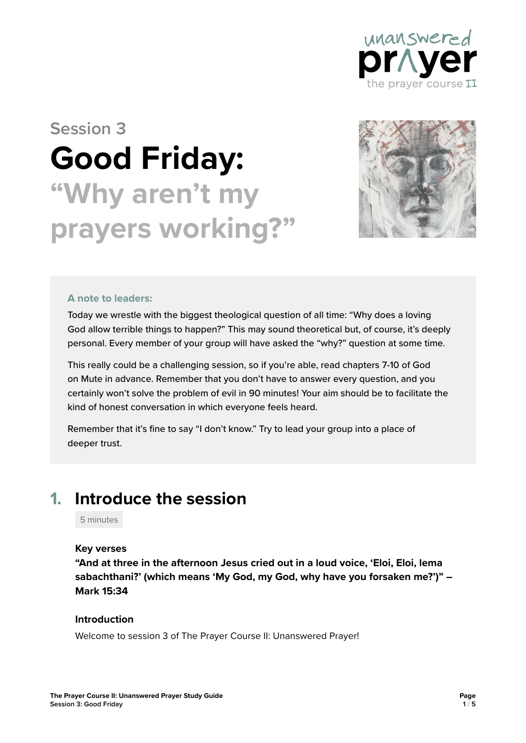unanswered prayer
the prayer course II

Session 3

# Good Friday: "Why aren't my prayers working?"

**A note to leaders:**

Today we wrestle with the biggest theological question of all time: "Why does a loving God allow terrible things to happen?" This may sound theoretical but, of course, it's deeply personal. Every member of your group will have asked the "why?" question at some time.

This really could be a challenging session, so if you're able, read chapters 7-10 of God on Mute in advance. Remember that you don't have to answer every question, and you certainly won't solve the problem of evil in 90 minutes! Your aim should be to facilitate the kind of honest conversation in which everyone feels heard.

Remember that it's fine to say "I don't know." Try to lead your group into a place of deeper trust.

## 1. Introduce the session

5 minutes

### Key verses

**"And at three in the afternoon Jesus cried out in a loud voice, 'Eloi, Eloi, lema sabachthani?' (which means 'My God, my God, why have you forsaken me?')" – Mark 15:34**

### Introduction

Welcome to session 3 of The Prayer Course II: Unanswered Prayer!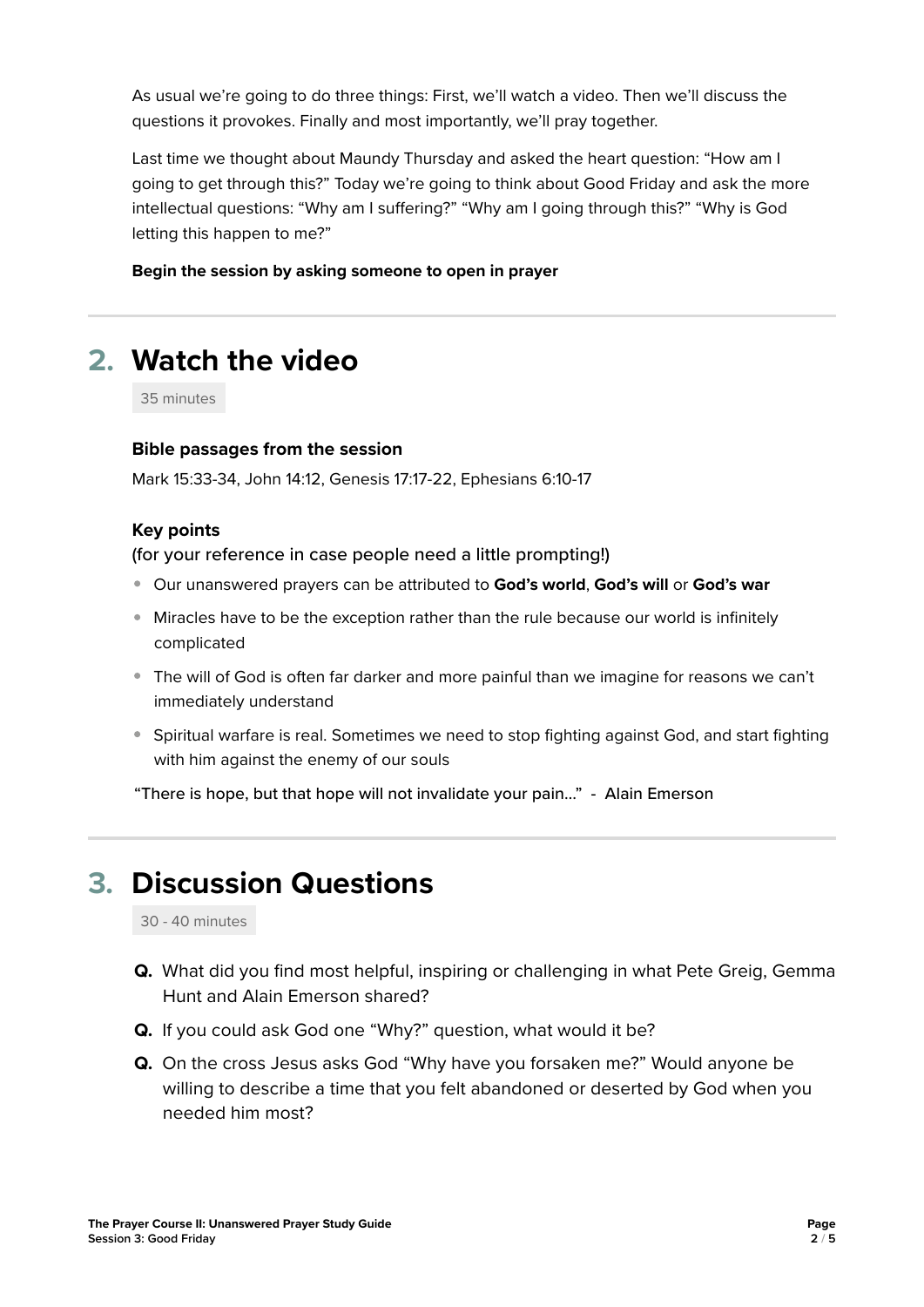As usual we're going to do three things: First, we'll watch a video. Then we'll discuss the questions it provokes. Finally and most importantly, we'll pray together.

Last time we thought about Maundy Thursday and asked the heart question: "How am I going to get through this?" Today we're going to think about Good Friday and ask the more intellectual questions: "Why am I suffering?" "Why am I going through this?" "Why is God letting this happen to me?"

**Begin the session by asking someone to open in prayer**

## 2. Watch the video

35 minutes

**Bible passages from the session**

Mark 15:33-34, John 14:12, Genesis 17:17-22, Ephesians 6:10-17

**Key points**
(for your reference in case people need a little prompting!)

- Our unanswered prayers can be attributed to **God's world**, **God's will** or **God's war**
- Miracles have to be the exception rather than the rule because our world is infinitely complicated
- The will of God is often far darker and more painful than we imagine for reasons we can't immediately understand
- Spiritual warfare is real. Sometimes we need to stop fighting against God, and start fighting with him against the enemy of our souls

"There is hope, but that hope will not invalidate your pain..." - Alain Emerson

## 3. Discussion Questions

30 - 40 minutes

**Q.** What did you find most helpful, inspiring or challenging in what Pete Greig, Gemma Hunt and Alain Emerson shared?

**Q.** If you could ask God one "Why?" question, what would it be?

**Q.** On the cross Jesus asks God "Why have you forsaken me?" Would anyone be willing to describe a time that you felt abandoned or deserted by God when you needed him most?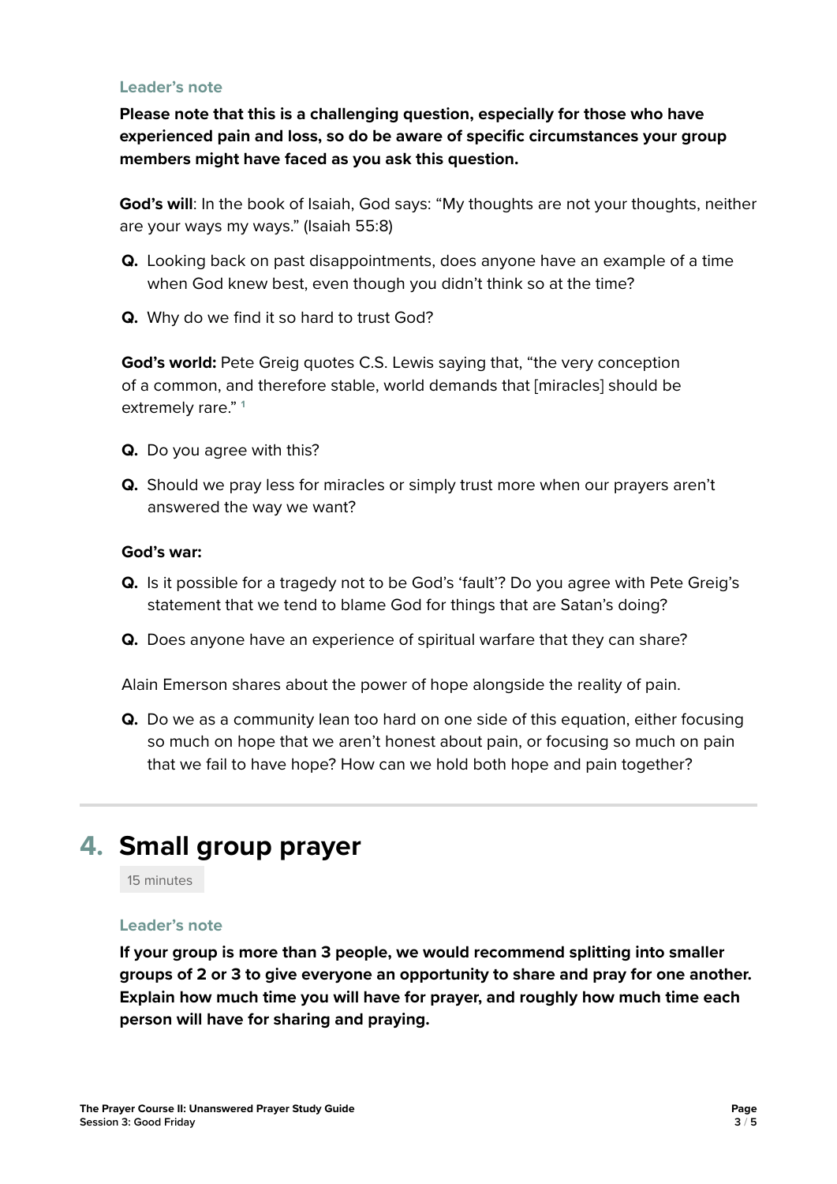#### Leader's note

**Please note that this is a challenging question, especially for those who have experienced pain and loss, so do be aware of specific circumstances your group members might have faced as you ask this question.**

**God's will**: In the book of Isaiah, God says: "My thoughts are not your thoughts, neither are your ways my ways." (Isaiah 55:8)

- **Q.** Looking back on past disappointments, does anyone have an example of a time when God knew best, even though you didn't think so at the time?
- **Q.** Why do we find it so hard to trust God?

**God's world:** Pete Greig quotes C.S. Lewis saying that, "the very conception of a common, and therefore stable, world demands that [miracles] should be extremely rare." [1]

- **Q.** Do you agree with this?
- **Q.** Should we pray less for miracles or simply trust more when our prayers aren't answered the way we want?

**God's war:**

- **Q.** Is it possible for a tragedy not to be God's 'fault'? Do you agree with Pete Greig's statement that we tend to blame God for things that are Satan's doing?
- **Q.** Does anyone have an experience of spiritual warfare that they can share?

Alain Emerson shares about the power of hope alongside the reality of pain.

- **Q.** Do we as a community lean too hard on one side of this equation, either focusing so much on hope that we aren't honest about pain, or focusing so much on pain that we fail to have hope? How can we hold both hope and pain together?

---

## 4. Small group prayer

15 minutes

#### Leader's note

**If your group is more than 3 people, we would recommend splitting into smaller groups of 2 or 3 to give everyone an opportunity to share and pray for one another. Explain how much time you will have for prayer, and roughly how much time each person will have for sharing and praying.**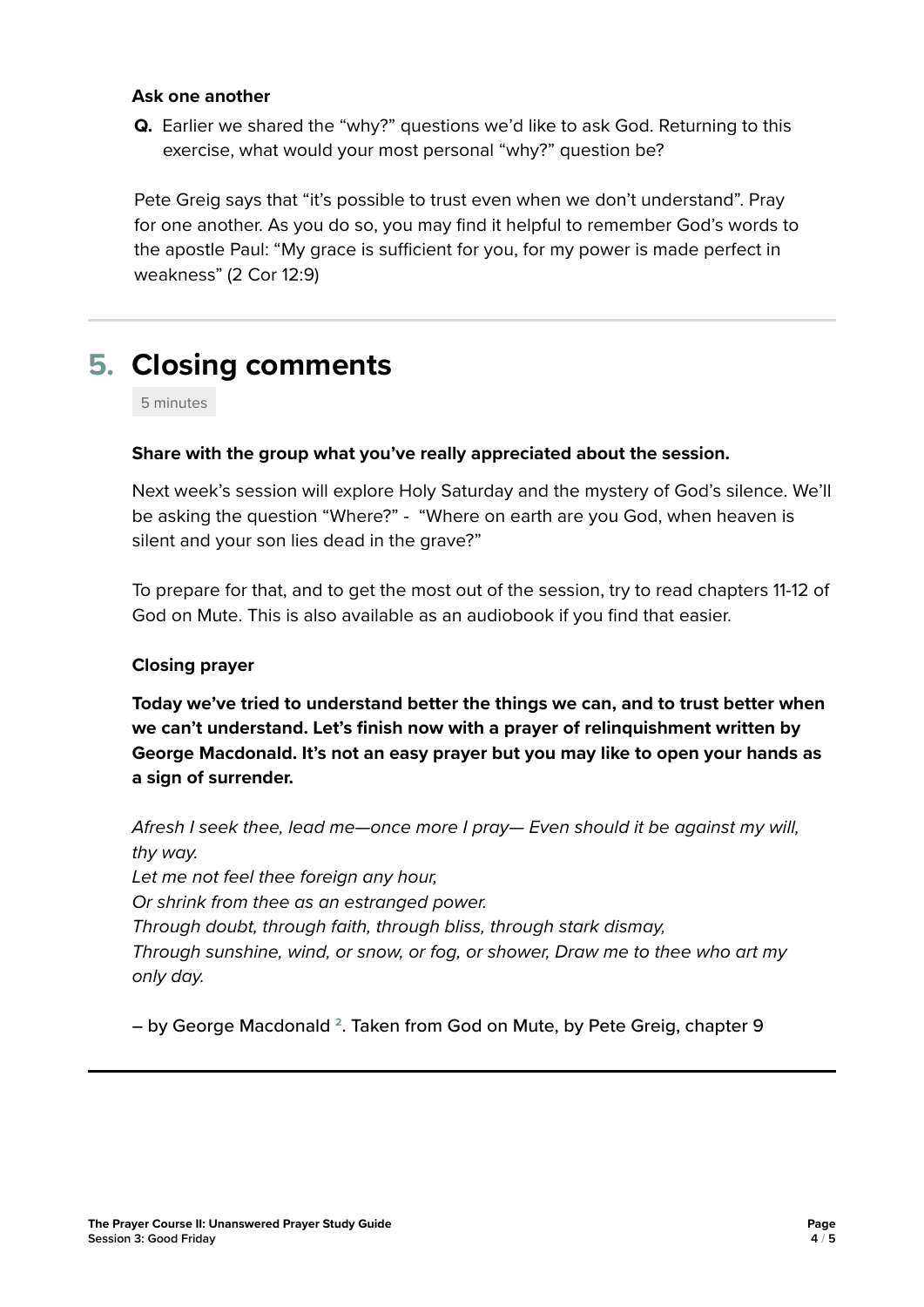**Ask one another**

**Q.** Earlier we shared the "why?" questions we'd like to ask God. Returning to this exercise, what would your most personal "why?" question be?

Pete Greig says that "it's possible to trust even when we don't understand". Pray for one another. As you do so, you may find it helpful to remember God's words to the apostle Paul: "My grace is sufficient for you, for my power is made perfect in weakness" (2 Cor 12:9)

---

## 5. Closing comments

5 minutes

**Share with the group what you've really appreciated about the session.**

Next week's session will explore Holy Saturday and the mystery of God's silence. We'll be asking the question "Where?" -  "Where on earth are you God, when heaven is silent and your son lies dead in the grave?"

To prepare for that, and to get the most out of the session, try to read chapters 11-12 of God on Mute. This is also available as an audiobook if you find that easier.

**Closing prayer**

**Today we've tried to understand better the things we can, and to trust better when we can't understand. Let's finish now with a prayer of relinquishment written by George Macdonald. It's not an easy prayer but you may like to open your hands as a sign of surrender.**

*Afresh I seek thee, lead me—once more I pray— Even should it be against my will, thy way.*
*Let me not feel thee foreign any hour,*
*Or shrink from thee as an estranged power.*
*Through doubt, through faith, through bliss, through stark dismay,*
*Through sunshine, wind, or snow, or fog, or shower, Draw me to thee who art my only day.*

– by George Macdonald [2]. Taken from God on Mute, by Pete Greig, chapter 9

---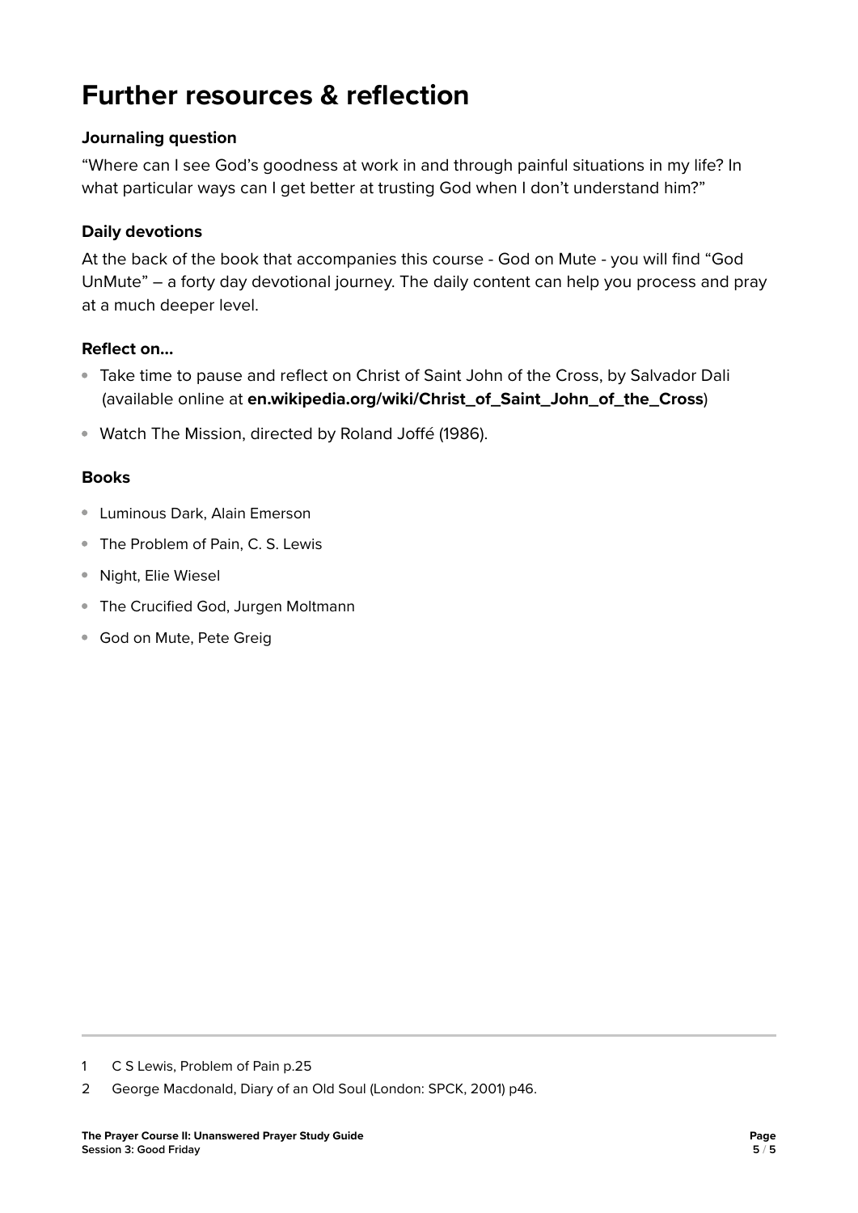# Further resources & reflection

**Journaling question**

"Where can I see God's goodness at work in and through painful situations in my life? In what particular ways can I get better at trusting God when I don't understand him?"

**Daily devotions**

At the back of the book that accompanies this course - God on Mute - you will find "God UnMute" – a forty day devotional journey. The daily content can help you process and pray at a much deeper level.

**Reflect on...**

- Take time to pause and reflect on Christ of Saint John of the Cross, by Salvador Dali (available online at **en.wikipedia.org/wiki/Christ_of_Saint_John_of_the_Cross**)
- Watch The Mission, directed by Roland Joffé (1986).

**Books**

- Luminous Dark, Alain Emerson
- The Problem of Pain, C. S. Lewis
- Night, Elie Wiesel
- The Crucified God, Jurgen Moltmann
- God on Mute, Pete Greig

---

1 C S Lewis, Problem of Pain p.25

2 George Macdonald, Diary of an Old Soul (London: SPCK, 2001) p46.